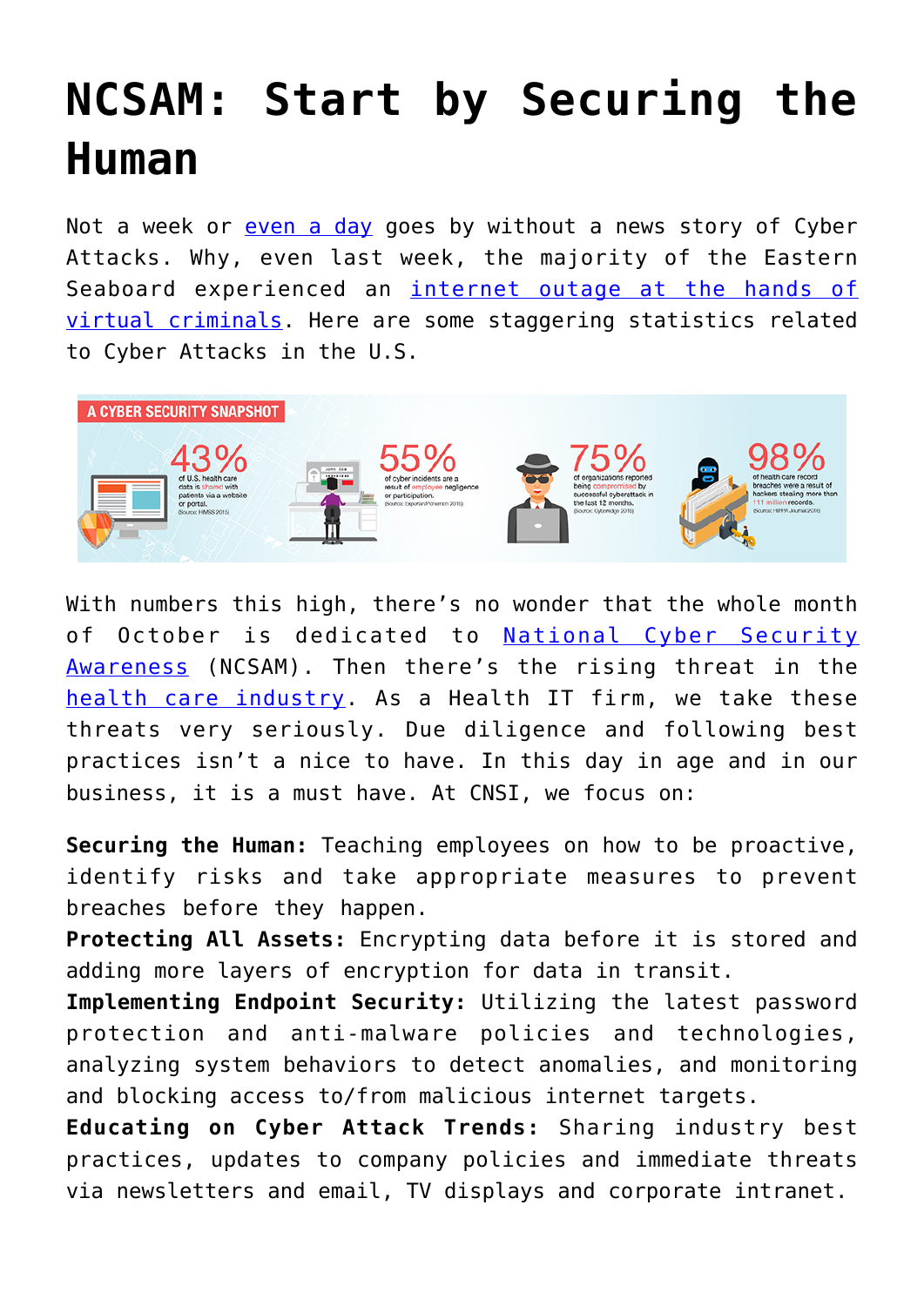# NCSAM: Start by Securing the Human

Not a week or even a day goes by without a news story of Cyber Attacks. Why, even last week, the majority of the Eastern Seaboard experienced an internet outage at the hands of virtual criminals. Here are some staggering statistics related to Cyber Attacks in the U.S.

A CYBER SECURITY SNAPSHOT

- 43% of U.S. health care data is shared with patients via a website or portal. (Source: HIMSS 2015)
- 55% of cyber incidents are a result of employee negligence or participation. (Source: Experian/Ponemon 2016)
- 75% of organizations reported being compromised by successful cyberattack in the last 12 months. (Source: Cyberedge 2016)
- 98% of health care record breaches were a result of hackers stealing more than 111 million records. (Source: HIPAA Journal 2016)

With numbers this high, there's no wonder that the whole month of October is dedicated to National Cyber Security Awareness (NCSAM). Then there's the rising threat in the health care industry. As a Health IT firm, we take these threats very seriously. Due diligence and following best practices isn't a nice to have. In this day in age and in our business, it is a must have. At CNSI, we focus on:

**Securing the Human:** Teaching employees on how to be proactive, identify risks and take appropriate measures to prevent breaches before they happen.
**Protecting All Assets:** Encrypting data before it is stored and adding more layers of encryption for data in transit.
**Implementing Endpoint Security:** Utilizing the latest password protection and anti-malware policies and technologies, analyzing system behaviors to detect anomalies, and monitoring and blocking access to/from malicious internet targets.
**Educating on Cyber Attack Trends:** Sharing industry best practices, updates to company policies and immediate threats via newsletters and email, TV displays and corporate intranet.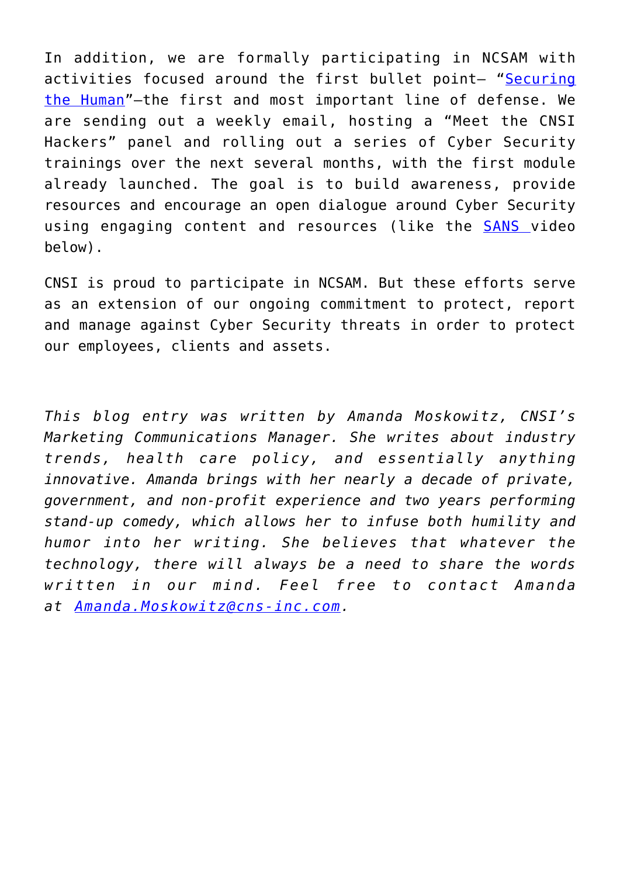In addition, we are formally participating in NCSAM with activities focused around the first bullet point– "Securing the Human"—the first and most important line of defense. We are sending out a weekly email, hosting a "Meet the CNSI Hackers" panel and rolling out a series of Cyber Security trainings over the next several months, with the first module already launched. The goal is to build awareness, provide resources and encourage an open dialogue around Cyber Security using engaging content and resources (like the SANS video below).

CNSI is proud to participate in NCSAM. But these efforts serve as an extension of our ongoing commitment to protect, report and manage against Cyber Security threats in order to protect our employees, clients and assets.

*This blog entry was written by Amanda Moskowitz, CNSI's Marketing Communications Manager. She writes about industry trends, health care policy, and essentially anything innovative. Amanda brings with her nearly a decade of private, government, and non-profit experience and two years performing stand-up comedy, which allows her to infuse both humility and humor into her writing. She believes that whatever the technology, there will always be a need to share the words written in our mind. Feel free to contact Amanda at Amanda.Moskowitz@cns-inc.com.*